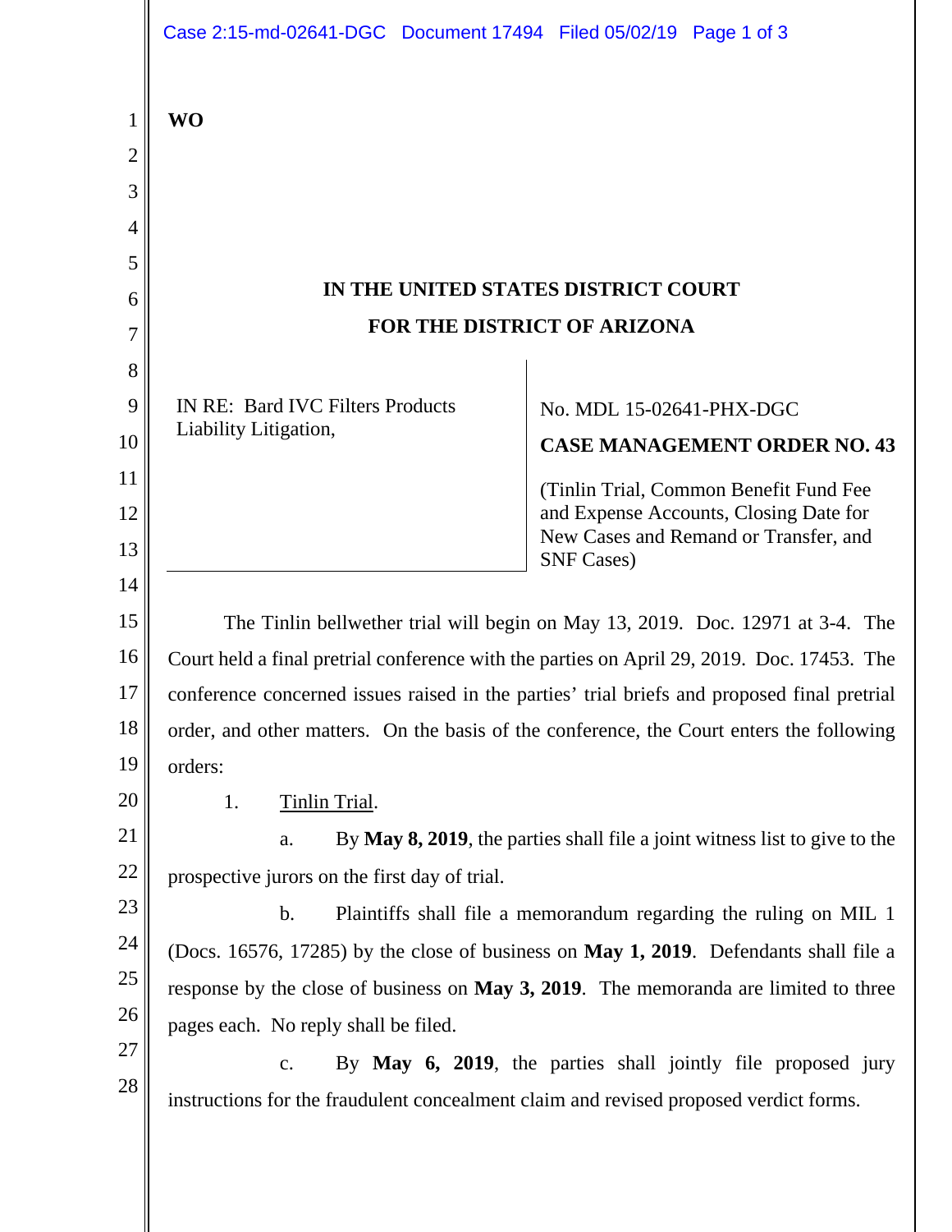**WO**

**IN THE UNITED STATES DISTRICT COURT**

**FOR THE DISTRICT OF ARIZONA**

IN RE: Bard IVC Filters Products Liability Litigation,

No. MDL 15-02641-PHX-DGC

**CASE MANAGEMENT ORDER NO. 43**

(Tinlin Trial, Common Benefit Fund Fee and Expense Accounts, Closing Date for New Cases and Remand or Transfer, and SNF Cases)

The Tinlin bellwether trial will begin on May 13, 2019. Doc. 12971 at 3-4. The Court held a final pretrial conference with the parties on April 29, 2019. Doc. 17453. The conference concerned issues raised in the parties' trial briefs and proposed final pretrial order, and other matters. On the basis of the conference, the Court enters the following orders:

1. Tinlin Trial.

a. By **May 8, 2019**, the parties shall file a joint witness list to give to the prospective jurors on the first day of trial.

b. Plaintiffs shall file a memorandum regarding the ruling on MIL 1 (Docs. 16576, 17285) by the close of business on **May 1, 2019**. Defendants shall file a response by the close of business on **May 3, 2019**. The memoranda are limited to three pages each. No reply shall be filed.

c. By **May 6, 2019**, the parties shall jointly file proposed jury instructions for the fraudulent concealment claim and revised proposed verdict forms.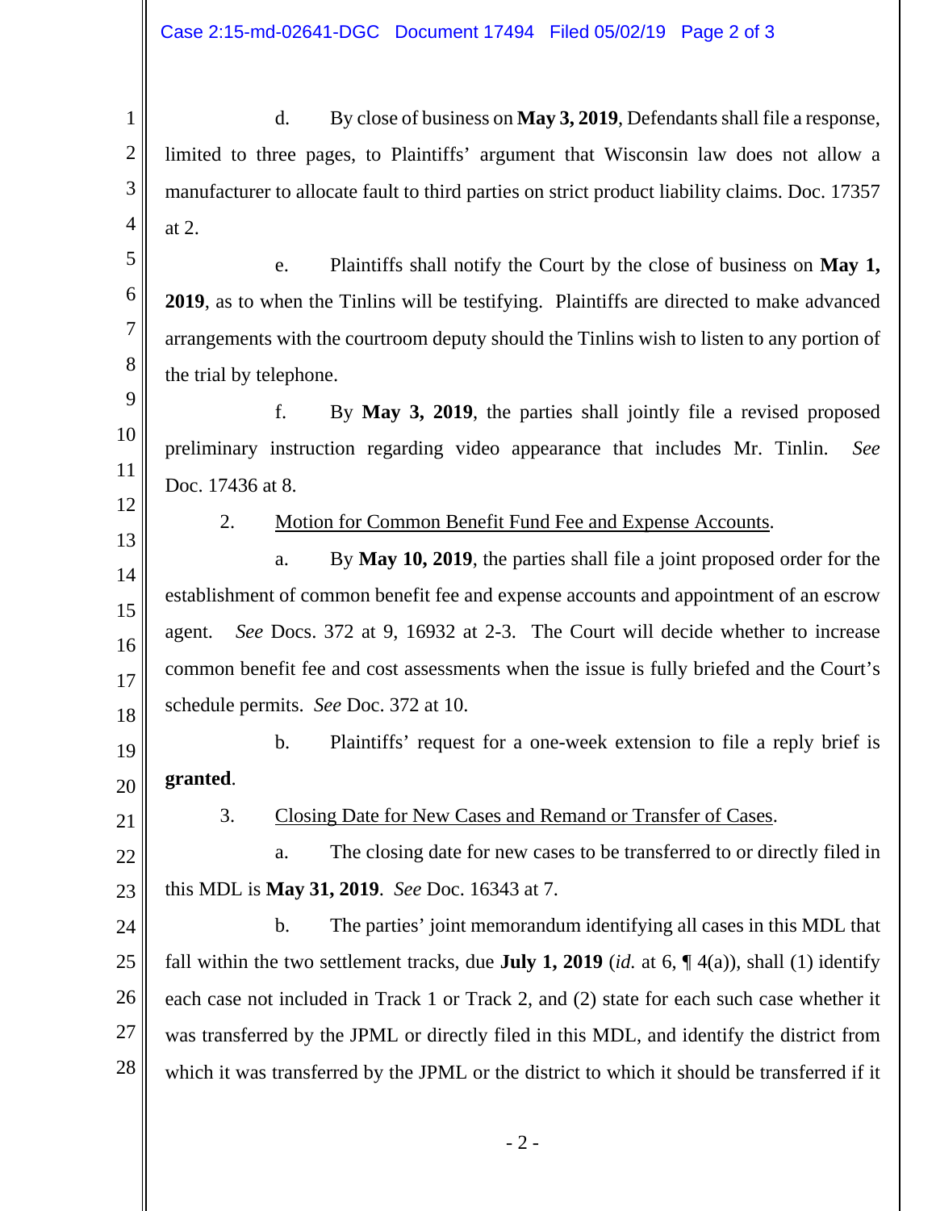d. By close of business on **May 3, 2019**, Defendants shall file a response, limited to three pages, to Plaintiffs' argument that Wisconsin law does not allow a manufacturer to allocate fault to third parties on strict product liability claims. Doc. 17357 at 2.

e. Plaintiffs shall notify the Court by the close of business on **May 1, 2019**, as to when the Tinlins will be testifying. Plaintiffs are directed to make advanced arrangements with the courtroom deputy should the Tinlins wish to listen to any portion of the trial by telephone.

f. By **May 3, 2019**, the parties shall jointly file a revised proposed preliminary instruction regarding video appearance that includes Mr. Tinlin. *See* Doc. 17436 at 8.

2. <u>Motion for Common Benefit Fund Fee and Expense Accounts</u>.

a. By **May 10, 2019**, the parties shall file a joint proposed order for the establishment of common benefit fee and expense accounts and appointment of an escrow agent. *See* Docs. 372 at 9, 16932 at 2-3. The Court will decide whether to increase common benefit fee and cost assessments when the issue is fully briefed and the Court's schedule permits. *See* Doc. 372 at 10.

b. Plaintiffs' request for a one-week extension to file a reply brief is **granted**.

3. <u>Closing Date for New Cases and Remand or Transfer of Cases</u>.

a. The closing date for new cases to be transferred to or directly filed in this MDL is **May 31, 2019**. *See* Doc. 16343 at 7.

b. The parties' joint memorandum identifying all cases in this MDL that fall within the two settlement tracks, due **July 1, 2019** (*id.* at 6, ¶ 4(a)), shall (1) identify each case not included in Track 1 or Track 2, and (2) state for each such case whether it was transferred by the JPML or directly filed in this MDL, and identify the district from which it was transferred by the JPML or the district to which it should be transferred if it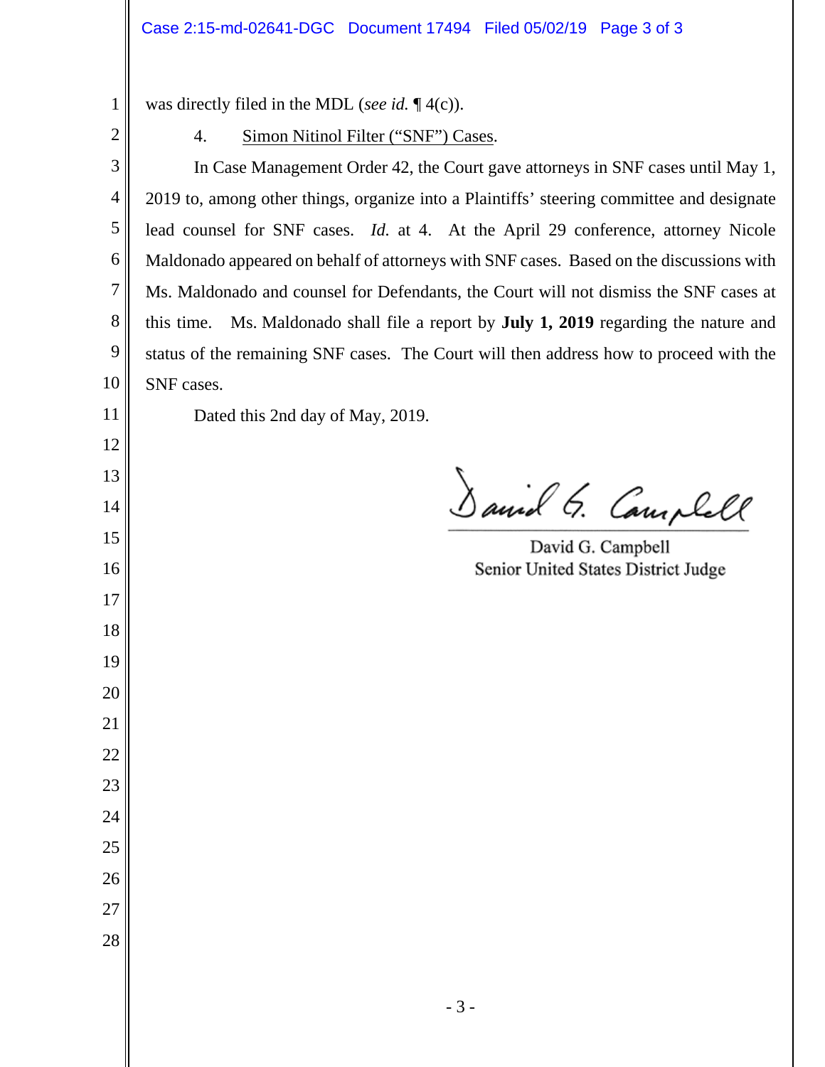was directly filed in the MDL (*see id.* ¶ 4(c)).

4. Simon Nitinol Filter ("SNF") Cases.

In Case Management Order 42, the Court gave attorneys in SNF cases until May 1, 2019 to, among other things, organize into a Plaintiffs' steering committee and designate lead counsel for SNF cases. *Id.* at 4. At the April 29 conference, attorney Nicole Maldonado appeared on behalf of attorneys with SNF cases. Based on the discussions with Ms. Maldonado and counsel for Defendants, the Court will not dismiss the SNF cases at this time. Ms. Maldonado shall file a report by **July 1, 2019** regarding the nature and status of the remaining SNF cases. The Court will then address how to proceed with the SNF cases.

Dated this 2nd day of May, 2019.

David G. Campbell
Senior United States District Judge